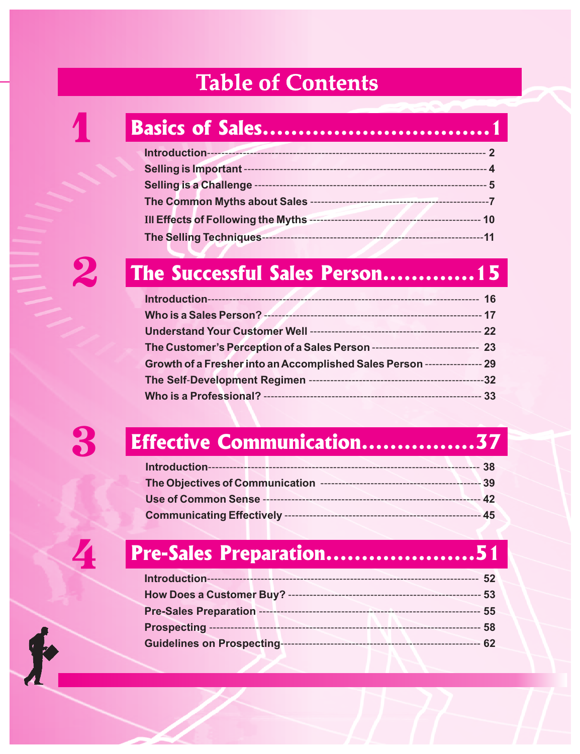# Table of Contents

## 1 Basics of Sales............................1

- Introduction---------- 2
- Selling is Important ---------- 4
- Selling is a Challenge ---------- 5
- The Common Myths about Sales ----------7
- Ill Effects of Following the Myths ---------- 10
- The Selling Techniques----------11

## 2 The Successful Sales Person............15

- Introduction---------- 16
- Who is a Sales Person? ---------- 17
- Understand Your Customer Well ---------- 22
- The Customer's Perception of a Sales Person ---------- 23
- Growth of a Fresher into an Accomplished Sales Person ---------- 29
- The Self-Development Regimen ----------32
- Who is a Professional? ---------- 33

## 3 Effective Communication...............37

- Introduction---------- 38
- The Objectives of Communication ---------- 39
- Use of Common Sense ---------- 42
- Communicating Effectively ---------- 45

## 4 Pre-Sales Preparation...................51

- Introduction---------- 52
- How Does a Customer Buy? ---------- 53
- Pre-Sales Preparation ---------- 55
- Prospecting ---------- 58
- Guidelines on Prospecting---------- 62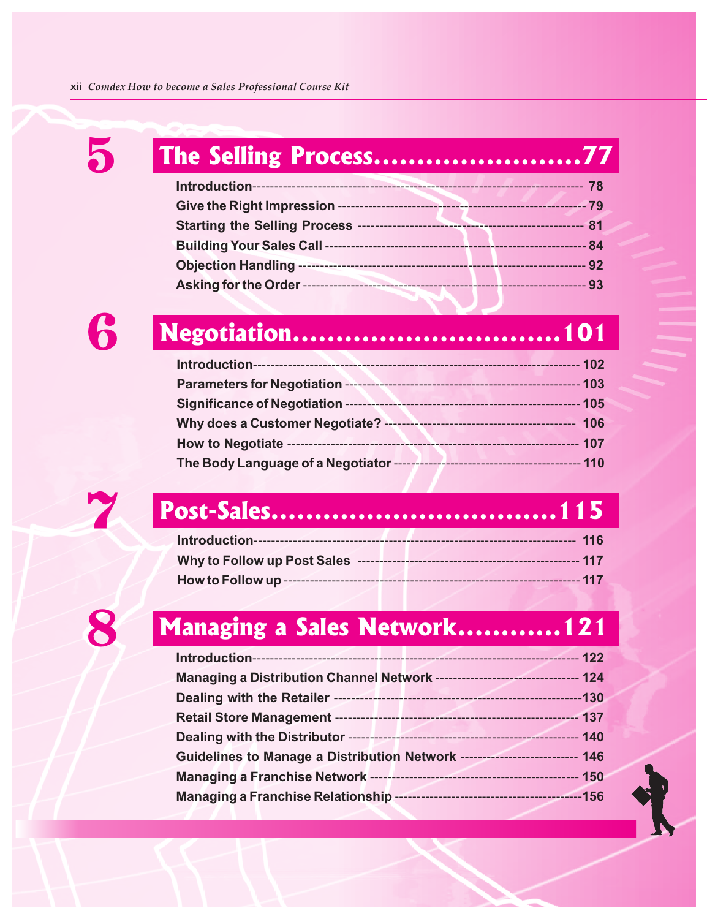## 5 The Selling Process........................77

- Introduction ---------- 78
- Give the Right Impression ---------- 79
- Starting the Selling Process ---------- 81
- Building Your Sales Call ---------- 84
- Objection Handling ---------- 92
- Asking for the Order ---------- 93

## 6 Negotiation..............................101

- Introduction ---------- 102
- Parameters for Negotiation ---------- 103
- Significance of Negotiation ---------- 105
- Why does a Customer Negotiate? ---------- 106
- How to Negotiate ---------- 107
- The Body Language of a Negotiator ---------- 110

## 7 Post-Sales................................115

- Introduction ---------- 116
- Why to Follow up Post Sales ---------- 117
- How to Follow up ---------- 117

## 8 Managing a Sales Network...........121

- Introduction ---------- 122
- Managing a Distribution Channel Network ---------- 124
- Dealing with the Retailer ---------- 130
- Retail Store Management ---------- 137
- Dealing with the Distributor ---------- 140
- Guidelines to Manage a Distribution Network ---------- 146
- Managing a Franchise Network ---------- 150
- Managing a Franchise Relationship ---------- 156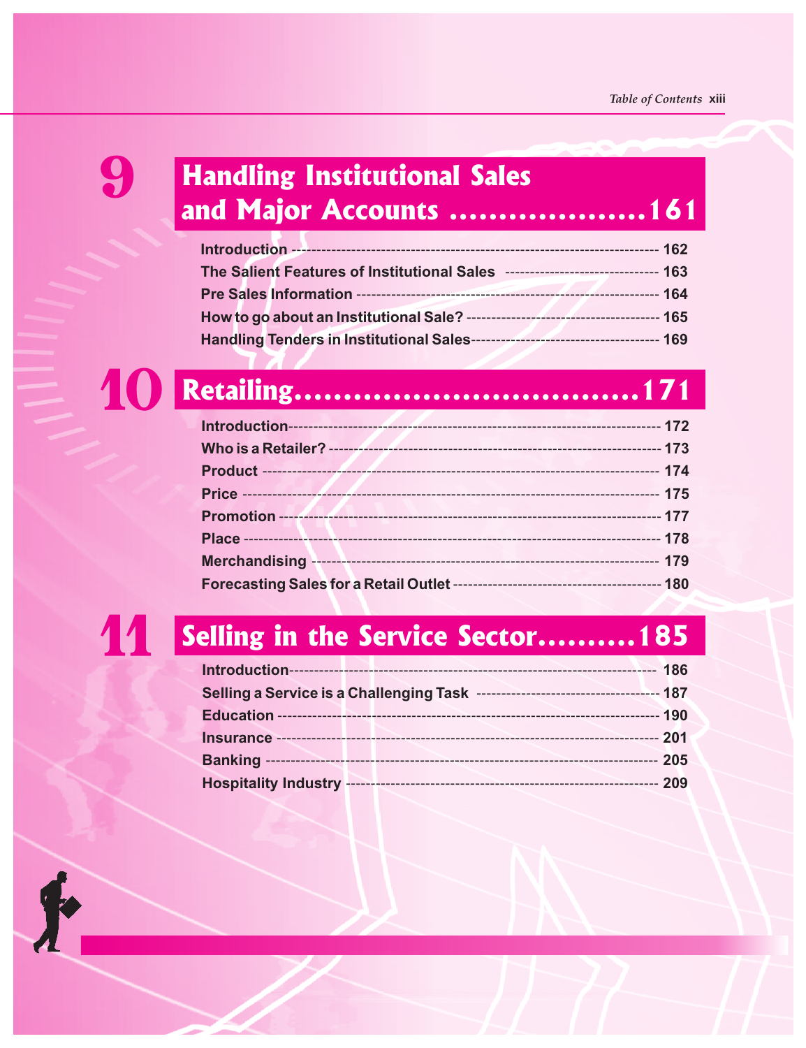## 9 Handling Institutional Sales and Major Accounts ....................161

- Introduction --- 162
- The Salient Features of Institutional Sales --- 163
- Pre Sales Information --- 164
- How to go about an Institutional Sale? --- 165
- Handling Tenders in Institutional Sales --- 169

## 10 Retailing....................................171

- Introduction --- 172
- Who is a Retailer? --- 173
- Product --- 174
- Price --- 175
- Promotion --- 177
- Place --- 178
- Merchandising --- 179
- Forecasting Sales for a Retail Outlet --- 180

## 11 Selling in the Service Sector..........185

- Introduction --- 186
- Selling a Service is a Challenging Task --- 187
- Education --- 190
- Insurance --- 201
- Banking --- 205
- Hospitality Industry --- 209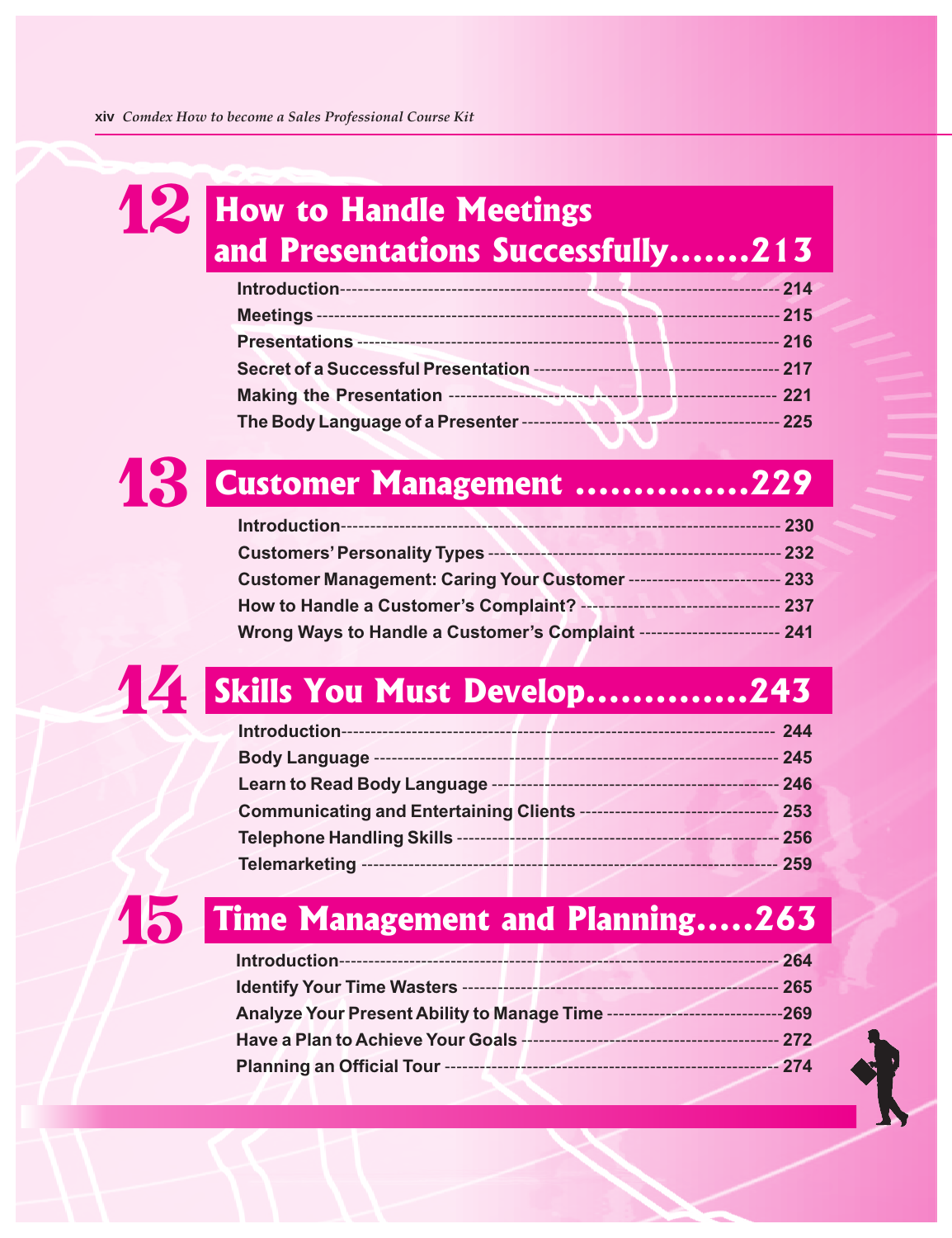## 12 How to Handle Meetings and Presentations Successfully.......213

Introduction------------------------------------------------------------------ 214
Meetings ---------------------------------------------------------------------- 215
Presentations ----------------------------------------------------------------- 216
Secret of a Successful Presentation ------------------------------------- 217
Making the Presentation ------------------------------------------------- 221
The Body Language of a Presenter ------------------------------------- 225

## 13 Customer Management ...............229

Introduction------------------------------------------------------------------ 230
Customers' Personality Types ------------------------------------------- 232
Customer Management: Caring Your Customer ------------------------ 233
How to Handle a Customer's Complaint? -------------------------------- 237
Wrong Ways to Handle a Customer's Complaint ---------------------- 241

## 14 Skills You Must Develop..............243

Introduction------------------------------------------------------------------ 244
Body Language --------------------------------------------------------------- 245
Learn to Read Body Language ------------------------------------------- 246
Communicating and Entertaining Clients -------------------------------- 253
Telephone Handling Skills ------------------------------------------------ 256
Telemarketing ----------------------------------------------------------------- 259

## 15 Time Management and Planning.....263

Introduction------------------------------------------------------------------ 264
Identify Your Time Wasters ---------------------------------------------- 265
Analyze Your Present Ability to Manage Time ----------------------------269
Have a Plan to Achieve Your Goals ------------------------------------- 272
Planning an Official Tour ------------------------------------------------ 274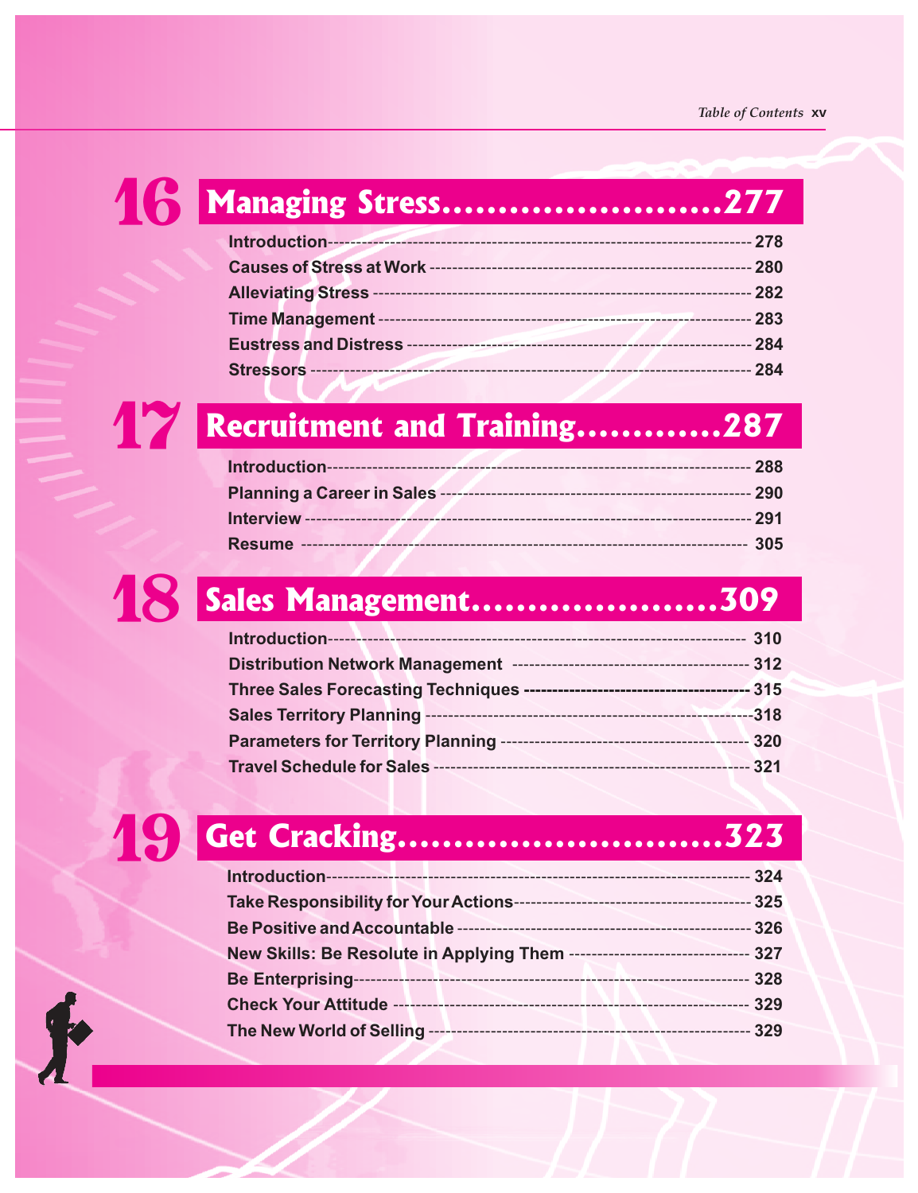## 16 Managing Stress.........................277

- Introduction ---------- 278
- Causes of Stress at Work ---------- 280
- Alleviating Stress ---------- 282
- Time Management ---------- 283
- Eustress and Distress ---------- 284
- Stressors ---------- 284

## 17 Recruitment and Training.............287

- Introduction ---------- 288
- Planning a Career in Sales ---------- 290
- Interview ---------- 291
- Resume ---------- 305

## 18 Sales Management.....................309

- Introduction ---------- 310
- Distribution Network Management ---------- 312
- Three Sales Forecasting Techniques ---------- 315
- Sales Territory Planning ---------- 318
- Parameters for Territory Planning ---------- 320
- Travel Schedule for Sales ---------- 321

## 19 Get Cracking............................323

- Introduction ---------- 324
- Take Responsibility for Your Actions ---------- 325
- Be Positive and Accountable ---------- 326
- New Skills: Be Resolute in Applying Them ---------- 327
- Be Enterprising ---------- 328
- Check Your Attitude ---------- 329
- The New World of Selling ---------- 329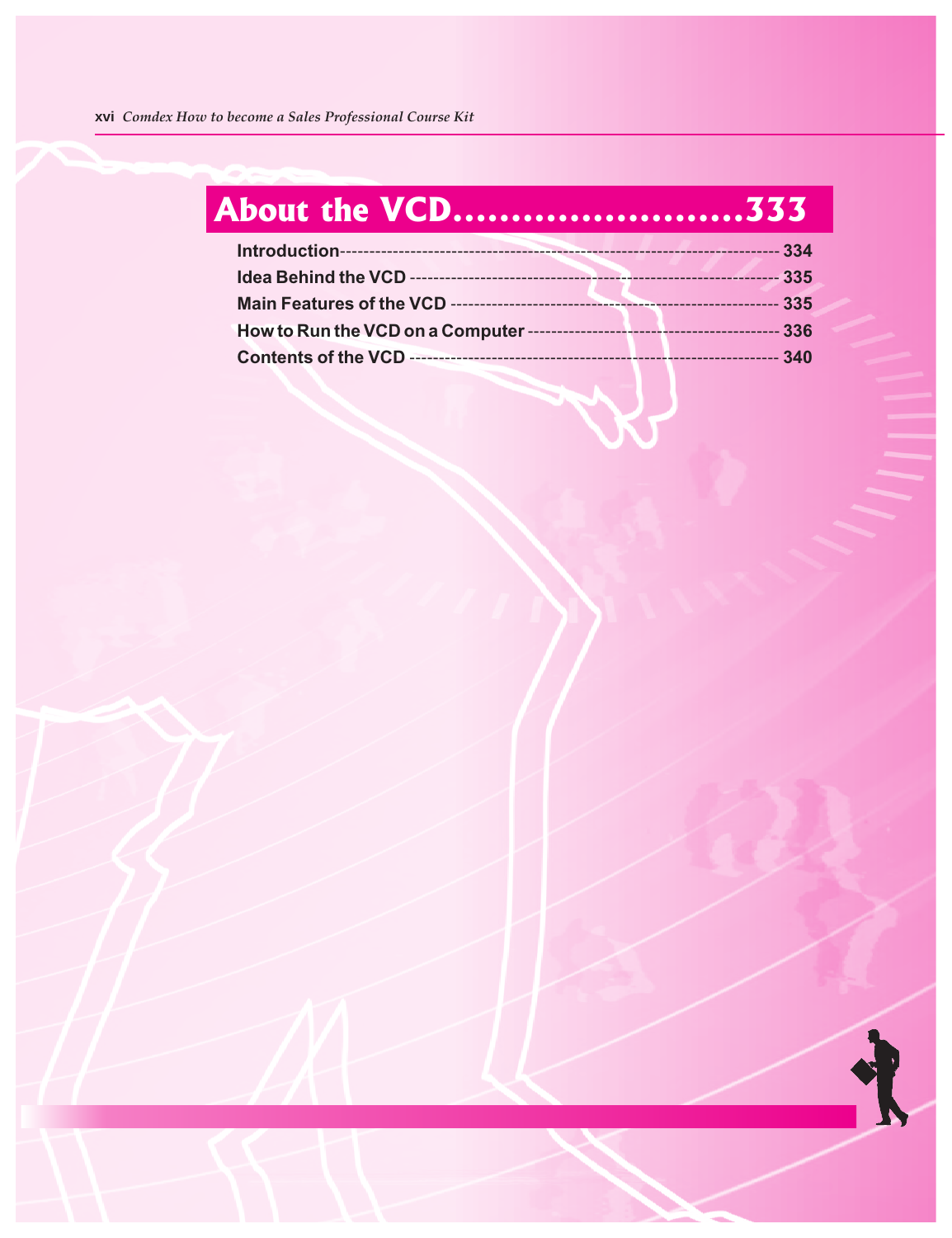# About the VCD.........................333

**Introduction**------------------------------------------------------------------------ 334

**Idea Behind the VCD** ---------------------------------------------------------------- 335

**Main Features of the VCD** ---------------------------------------------------------- 335

**How to Run the VCD on a Computer** ------------------------------------------ 336

**Contents of the VCD** --------------------------------------------------------------- 340